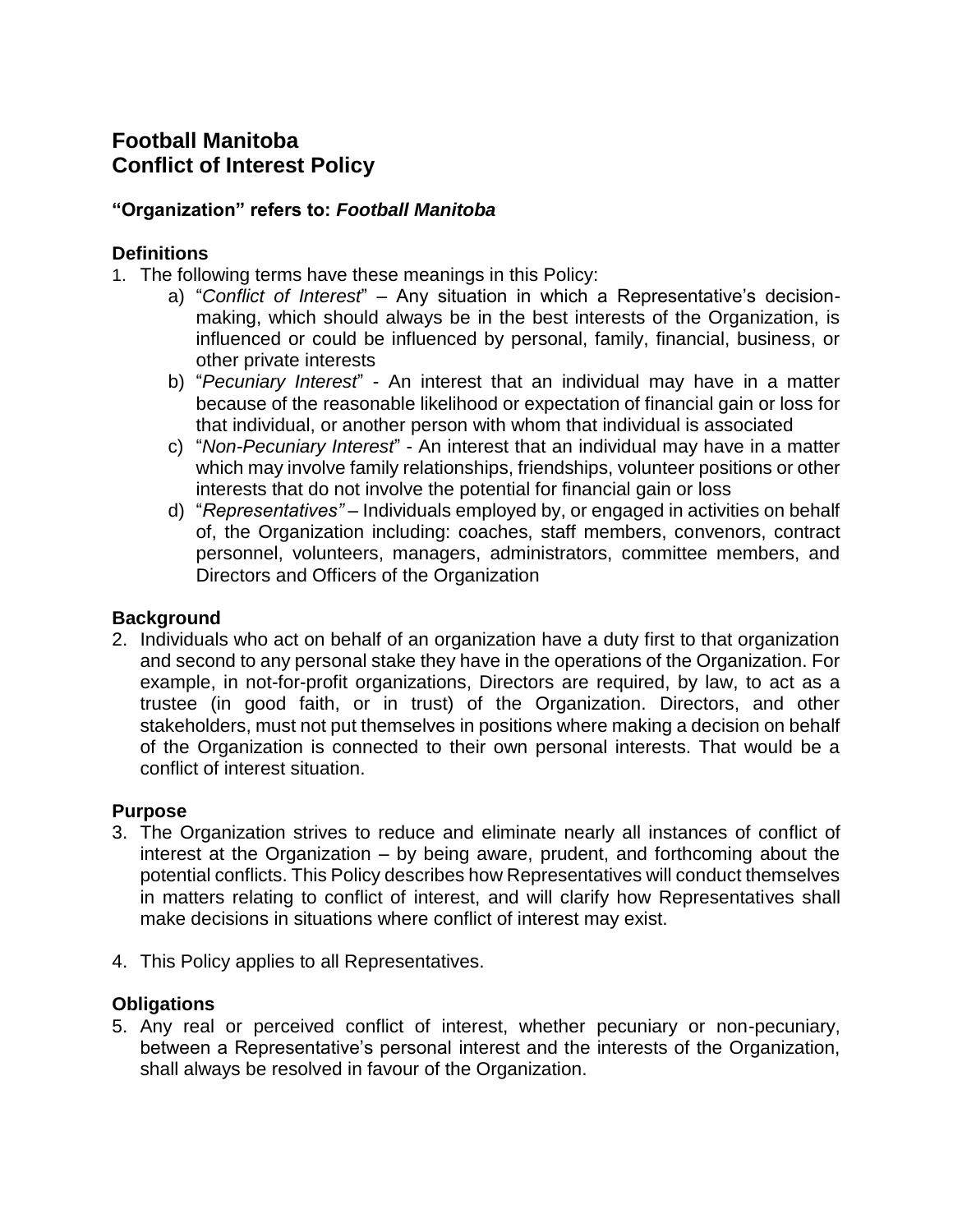# Football Manitoba
# Conflict of Interest Policy

**"Organization" refers to: *Football Manitoba***

### Definitions

1. The following terms have these meanings in this Policy:
   a) "*Conflict of Interest*" – Any situation in which a Representative's decision-making, which should always be in the best interests of the Organization, is influenced or could be influenced by personal, family, financial, business, or other private interests
   b) "*Pecuniary Interest*" - An interest that an individual may have in a matter because of the reasonable likelihood or expectation of financial gain or loss for that individual, or another person with whom that individual is associated
   c) "*Non-Pecuniary Interest*" - An interest that an individual may have in a matter which may involve family relationships, friendships, volunteer positions or other interests that do not involve the potential for financial gain or loss
   d) "*Representatives"* – Individuals employed by, or engaged in activities on behalf of, the Organization including: coaches, staff members, convenors, contract personnel, volunteers, managers, administrators, committee members, and Directors and Officers of the Organization

### Background

2. Individuals who act on behalf of an organization have a duty first to that organization and second to any personal stake they have in the operations of the Organization. For example, in not-for-profit organizations, Directors are required, by law, to act as a trustee (in good faith, or in trust) of the Organization. Directors, and other stakeholders, must not put themselves in positions where making a decision on behalf of the Organization is connected to their own personal interests. That would be a conflict of interest situation.

### Purpose

3. The Organization strives to reduce and eliminate nearly all instances of conflict of interest at the Organization – by being aware, prudent, and forthcoming about the potential conflicts. This Policy describes how Representatives will conduct themselves in matters relating to conflict of interest, and will clarify how Representatives shall make decisions in situations where conflict of interest may exist.

4. This Policy applies to all Representatives.

### Obligations

5. Any real or perceived conflict of interest, whether pecuniary or non-pecuniary, between a Representative's personal interest and the interests of the Organization, shall always be resolved in favour of the Organization.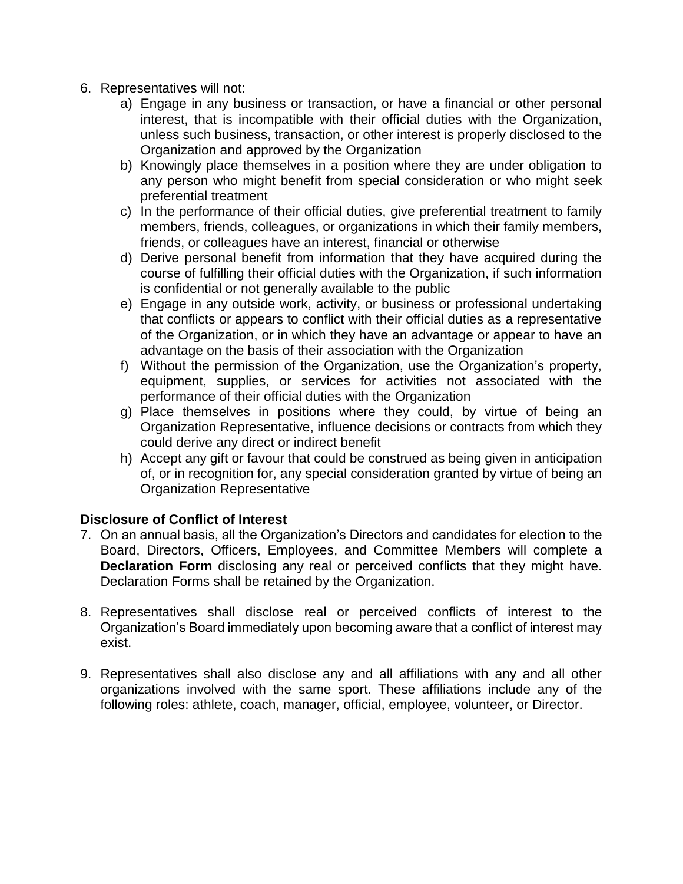6. Representatives will not:
    a) Engage in any business or transaction, or have a financial or other personal interest, that is incompatible with their official duties with the Organization, unless such business, transaction, or other interest is properly disclosed to the Organization and approved by the Organization
    b) Knowingly place themselves in a position where they are under obligation to any person who might benefit from special consideration or who might seek preferential treatment
    c) In the performance of their official duties, give preferential treatment to family members, friends, colleagues, or organizations in which their family members, friends, or colleagues have an interest, financial or otherwise
    d) Derive personal benefit from information that they have acquired during the course of fulfilling their official duties with the Organization, if such information is confidential or not generally available to the public
    e) Engage in any outside work, activity, or business or professional undertaking that conflicts or appears to conflict with their official duties as a representative of the Organization, or in which they have an advantage or appear to have an advantage on the basis of their association with the Organization
    f) Without the permission of the Organization, use the Organization's property, equipment, supplies, or services for activities not associated with the performance of their official duties with the Organization
    g) Place themselves in positions where they could, by virtue of being an Organization Representative, influence decisions or contracts from which they could derive any direct or indirect benefit
    h) Accept any gift or favour that could be construed as being given in anticipation of, or in recognition for, any special consideration granted by virtue of being an Organization Representative

**Disclosure of Conflict of Interest**

7. On an annual basis, all the Organization's Directors and candidates for election to the Board, Directors, Officers, Employees, and Committee Members will complete a **Declaration Form** disclosing any real or perceived conflicts that they might have. Declaration Forms shall be retained by the Organization.

8. Representatives shall disclose real or perceived conflicts of interest to the Organization's Board immediately upon becoming aware that a conflict of interest may exist.

9. Representatives shall also disclose any and all affiliations with any and all other organizations involved with the same sport. These affiliations include any of the following roles: athlete, coach, manager, official, employee, volunteer, or Director.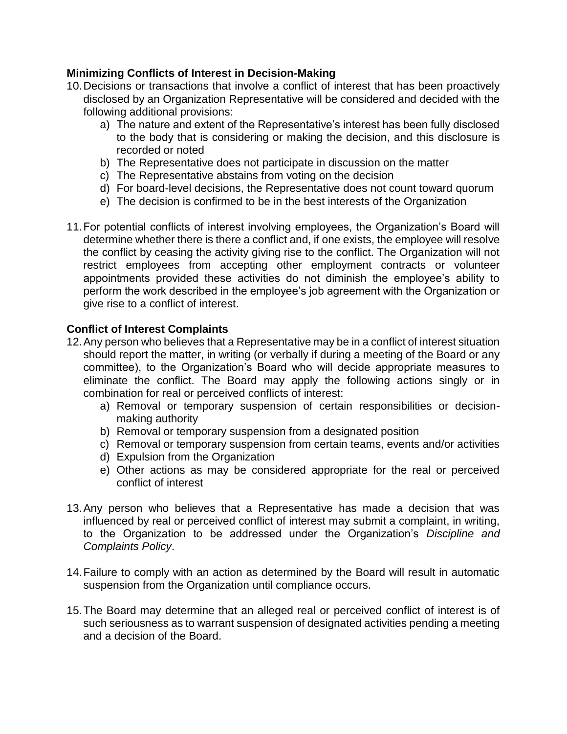**Minimizing Conflicts of Interest in Decision-Making**

10. Decisions or transactions that involve a conflict of interest that has been proactively disclosed by an Organization Representative will be considered and decided with the following additional provisions:
    a) The nature and extent of the Representative's interest has been fully disclosed to the body that is considering or making the decision, and this disclosure is recorded or noted
    b) The Representative does not participate in discussion on the matter
    c) The Representative abstains from voting on the decision
    d) For board-level decisions, the Representative does not count toward quorum
    e) The decision is confirmed to be in the best interests of the Organization

11. For potential conflicts of interest involving employees, the Organization's Board will determine whether there is there a conflict and, if one exists, the employee will resolve the conflict by ceasing the activity giving rise to the conflict. The Organization will not restrict employees from accepting other employment contracts or volunteer appointments provided these activities do not diminish the employee's ability to perform the work described in the employee's job agreement with the Organization or give rise to a conflict of interest.

**Conflict of Interest Complaints**

12. Any person who believes that a Representative may be in a conflict of interest situation should report the matter, in writing (or verbally if during a meeting of the Board or any committee), to the Organization's Board who will decide appropriate measures to eliminate the conflict. The Board may apply the following actions singly or in combination for real or perceived conflicts of interest:
    a) Removal or temporary suspension of certain responsibilities or decision-making authority
    b) Removal or temporary suspension from a designated position
    c) Removal or temporary suspension from certain teams, events and/or activities
    d) Expulsion from the Organization
    e) Other actions as may be considered appropriate for the real or perceived conflict of interest

13. Any person who believes that a Representative has made a decision that was influenced by real or perceived conflict of interest may submit a complaint, in writing, to the Organization to be addressed under the Organization's *Discipline and Complaints Policy*.

14. Failure to comply with an action as determined by the Board will result in automatic suspension from the Organization until compliance occurs.

15. The Board may determine that an alleged real or perceived conflict of interest is of such seriousness as to warrant suspension of designated activities pending a meeting and a decision of the Board.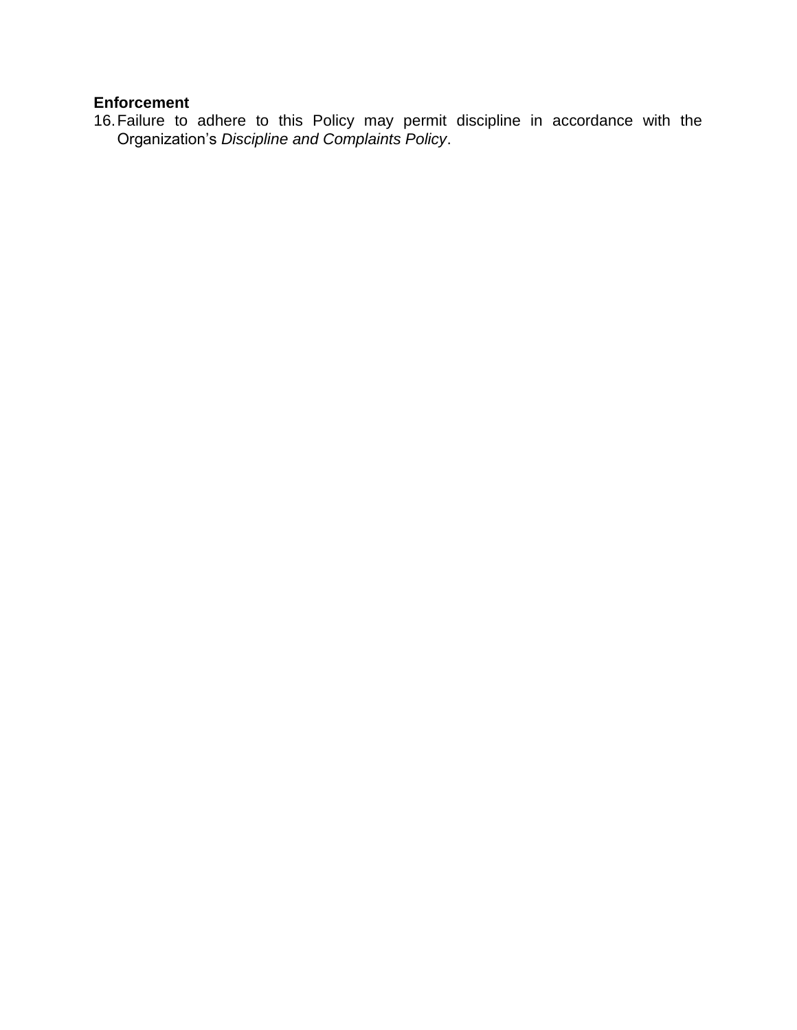**Enforcement**

16. Failure to adhere to this Policy may permit discipline in accordance with the Organization’s *Discipline and Complaints Policy*.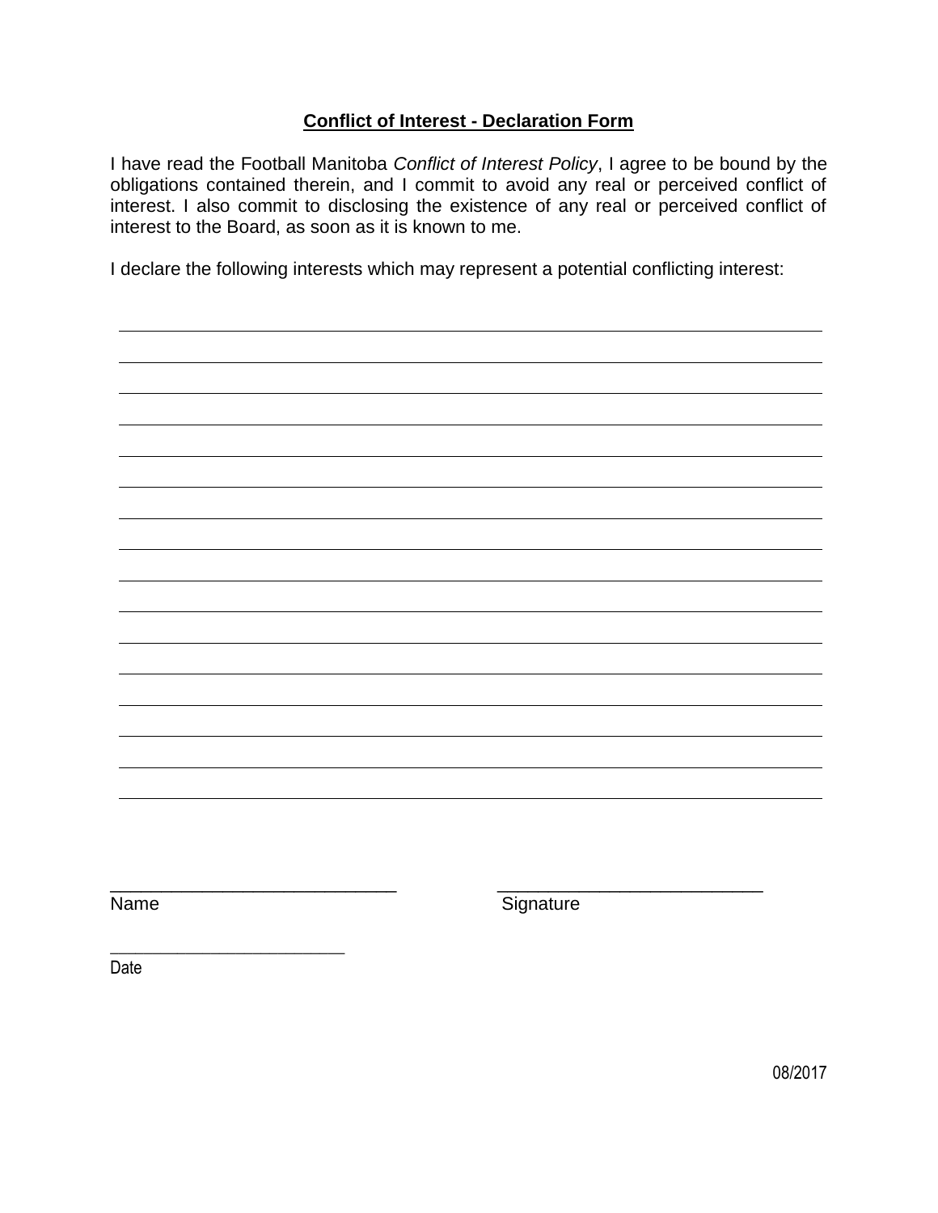**Conflict of Interest - Declaration Form**

I have read the Football Manitoba *Conflict of Interest Policy*, I agree to be bound by the obligations contained therein, and I commit to avoid any real or perceived conflict of interest. I also commit to disclosing the existence of any real or perceived conflict of interest to the Board, as soon as it is known to me.

I declare the following interests which may represent a potential conflicting interest:

\_\_\_\_\_\_\_\_\_\_\_\_\_\_\_\_\_\_\_\_\_\_\_\_\_\_\_\_\_\_\_\_\_\_\_\_\_\_\_\_\_\_\_\_\_\_\_\_\_\_\_\_\_\_\_\_\_\_\_\_\_\_\_\_\_\_\_\_\_\_

\_\_\_\_\_\_\_\_\_\_\_\_\_\_\_\_\_\_\_\_\_\_\_\_\_\_\_\_\_\_\_\_\_\_\_\_\_\_\_\_\_\_\_\_\_\_\_\_\_\_\_\_\_\_\_\_\_\_\_\_\_\_\_\_\_\_\_\_\_\_

\_\_\_\_\_\_\_\_\_\_\_\_\_\_\_\_\_\_\_\_\_\_\_\_\_\_\_\_\_\_\_\_\_\_\_\_\_\_\_\_\_\_\_\_\_\_\_\_\_\_\_\_\_\_\_\_\_\_\_\_\_\_\_\_\_\_\_\_\_\_

\_\_\_\_\_\_\_\_\_\_\_\_\_\_\_\_\_\_\_\_\_\_\_\_\_\_\_\_\_\_\_\_\_\_\_\_\_\_\_\_\_\_\_\_\_\_\_\_\_\_\_\_\_\_\_\_\_\_\_\_\_\_\_\_\_\_\_\_\_\_

\_\_\_\_\_\_\_\_\_\_\_\_\_\_\_\_\_\_\_\_\_\_\_\_\_\_\_\_\_\_\_\_\_\_\_\_\_\_\_\_\_\_\_\_\_\_\_\_\_\_\_\_\_\_\_\_\_\_\_\_\_\_\_\_\_\_\_\_\_\_

\_\_\_\_\_\_\_\_\_\_\_\_\_\_\_\_\_\_\_\_\_\_\_\_\_\_\_\_\_\_\_\_\_\_\_\_\_\_\_\_\_\_\_\_\_\_\_\_\_\_\_\_\_\_\_\_\_\_\_\_\_\_\_\_\_\_\_\_\_\_

\_\_\_\_\_\_\_\_\_\_\_\_\_\_\_\_\_\_\_\_\_\_\_\_\_\_\_\_\_\_\_\_\_\_\_\_\_\_\_\_\_\_\_\_\_\_\_\_\_\_\_\_\_\_\_\_\_\_\_\_\_\_\_\_\_\_\_\_\_\_

\_\_\_\_\_\_\_\_\_\_\_\_\_\_\_\_\_\_\_\_\_\_\_\_\_\_\_\_\_\_\_\_\_\_\_\_\_\_\_\_\_\_\_\_\_\_\_\_\_\_\_\_\_\_\_\_\_\_\_\_\_\_\_\_\_\_\_\_\_\_

\_\_\_\_\_\_\_\_\_\_\_\_\_\_\_\_\_\_\_\_\_\_\_\_\_\_\_\_\_\_\_\_\_\_\_\_\_\_\_\_\_\_\_\_\_\_\_\_\_\_\_\_\_\_\_\_\_\_\_\_\_\_\_\_\_\_\_\_\_\_

\_\_\_\_\_\_\_\_\_\_\_\_\_\_\_\_\_\_\_\_\_\_\_\_\_\_\_\_\_\_\_\_\_\_\_\_\_\_\_\_\_\_\_\_\_\_\_\_\_\_\_\_\_\_\_\_\_\_\_\_\_\_\_\_\_\_\_\_\_\_

\_\_\_\_\_\_\_\_\_\_\_\_\_\_\_\_\_\_\_\_\_\_\_\_\_\_\_\_\_\_\_\_\_\_\_\_\_\_\_\_\_\_\_\_\_\_\_\_\_\_\_\_\_\_\_\_\_\_\_\_\_\_\_\_\_\_\_\_\_\_

\_\_\_\_\_\_\_\_\_\_\_\_\_\_\_\_\_\_\_\_\_\_\_\_\_\_\_\_\_\_\_\_\_\_\_\_\_\_\_\_\_\_\_\_\_\_\_\_\_\_\_\_\_\_\_\_\_\_\_\_\_\_\_\_\_\_\_\_\_\_

\_\_\_\_\_\_\_\_\_\_\_\_\_\_\_\_\_\_\_\_\_\_\_\_\_\_\_\_\_\_\_\_\_\_\_\_\_\_\_\_\_\_\_\_\_\_\_\_\_\_\_\_\_\_\_\_\_\_\_\_\_\_\_\_\_\_\_\_\_\_

\_\_\_\_\_\_\_\_\_\_\_\_\_\_\_\_\_\_\_\_\_\_\_\_\_\_\_\_\_\_\_\_\_\_\_\_\_\_\_\_\_\_\_\_\_\_\_\_\_\_\_\_\_\_\_\_\_\_\_\_\_\_\_\_\_\_\_\_\_\_

\_\_\_\_\_\_\_\_\_\_\_\_\_\_\_\_\_\_\_\_\_\_\_\_\_\_\_\_\_\_\_\_\_\_\_\_\_\_\_\_\_\_\_\_\_\_\_\_\_\_\_\_\_\_\_\_\_\_\_\_\_\_\_\_\_\_\_\_\_\_

\_\_\_\_\_\_\_\_\_\_\_\_\_\_\_\_\_\_\_\_\_\_\_\_\_\_\_\_\_\_ \_\_\_\_\_\_\_\_\_\_\_\_\_\_\_\_\_\_\_\_\_\_\_\_\_\_\_\_
Name Signature

\_\_\_\_\_\_\_\_\_\_\_\_\_\_\_\_\_\_\_\_\_\_\_\_\_\_
Date

08/2017